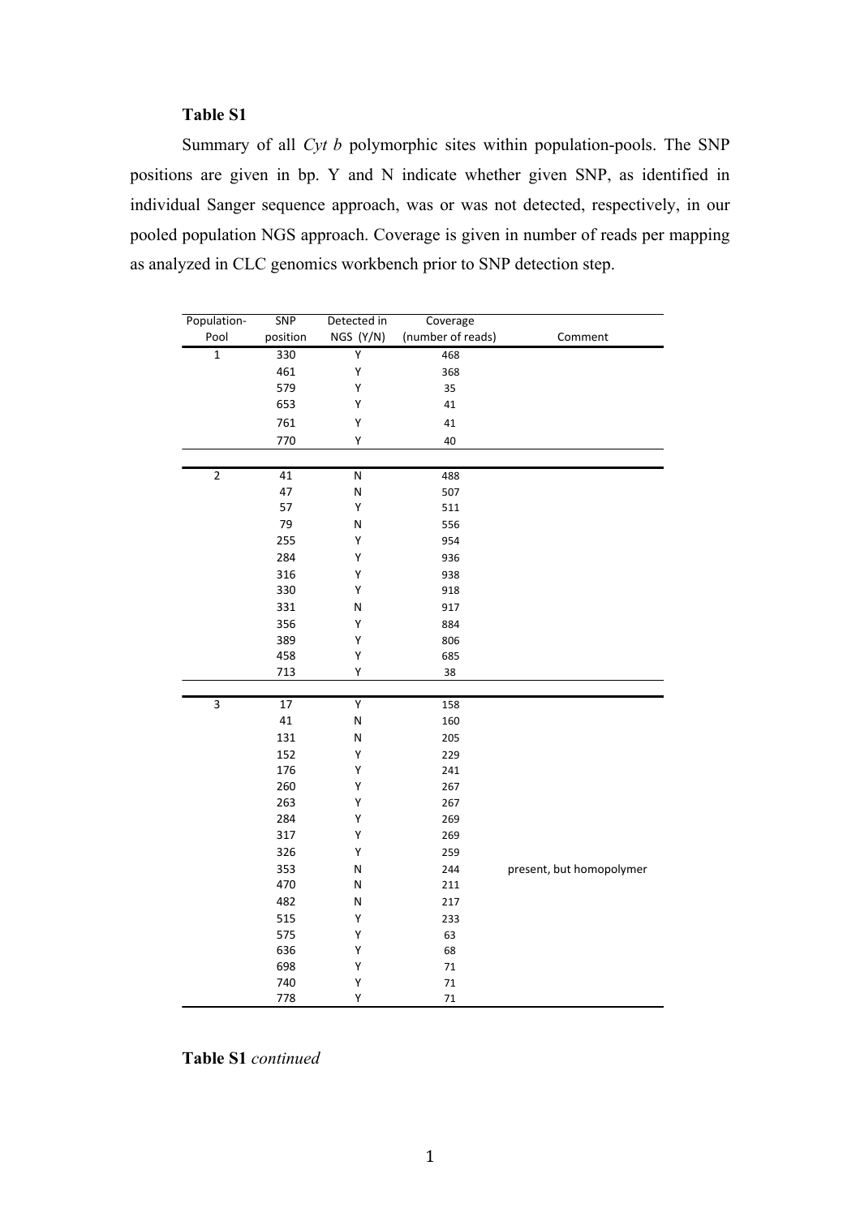**Table S1**

Summary of all *Cyt b* polymorphic sites within population-pools. The SNP positions are given in bp. Y and N indicate whether given SNP, as identified in individual Sanger sequence approach, was or was not detected, respectively, in our pooled population NGS approach. Coverage is given in number of reads per mapping as analyzed in CLC genomics workbench prior to SNP detection step.

| Population-Pool | SNP position | Detected in NGS (Y/N) | Coverage (number of reads) | Comment |
|---|---|---|---|---|
| 1 | 330 | Y | 468 | |
| | 461 | Y | 368 | |
| | 579 | Y | 35 | |
| | 653 | Y | 41 | |
| | 761 | Y | 41 | |
| | 770 | Y | 40 | |
| 2 | 41 | N | 488 | |
| | 47 | N | 507 | |
| | 57 | Y | 511 | |
| | 79 | N | 556 | |
| | 255 | Y | 954 | |
| | 284 | Y | 936 | |
| | 316 | Y | 938 | |
| | 330 | Y | 918 | |
| | 331 | N | 917 | |
| | 356 | Y | 884 | |
| | 389 | Y | 806 | |
| | 458 | Y | 685 | |
| | 713 | Y | 38 | |
| 3 | 17 | Y | 158 | |
| | 41 | N | 160 | |
| | 131 | N | 205 | |
| | 152 | Y | 229 | |
| | 176 | Y | 241 | |
| | 260 | Y | 267 | |
| | 263 | Y | 267 | |
| | 284 | Y | 269 | |
| | 317 | Y | 269 | |
| | 326 | Y | 259 | |
| | 353 | N | 244 | present, but homopolymer |
| | 470 | N | 211 | |
| | 482 | N | 217 | |
| | 515 | Y | 233 | |
| | 575 | Y | 63 | |
| | 636 | Y | 68 | |
| | 698 | Y | 71 | |
| | 740 | Y | 71 | |
| | 778 | Y | 71 | |

**Table S1** *continued*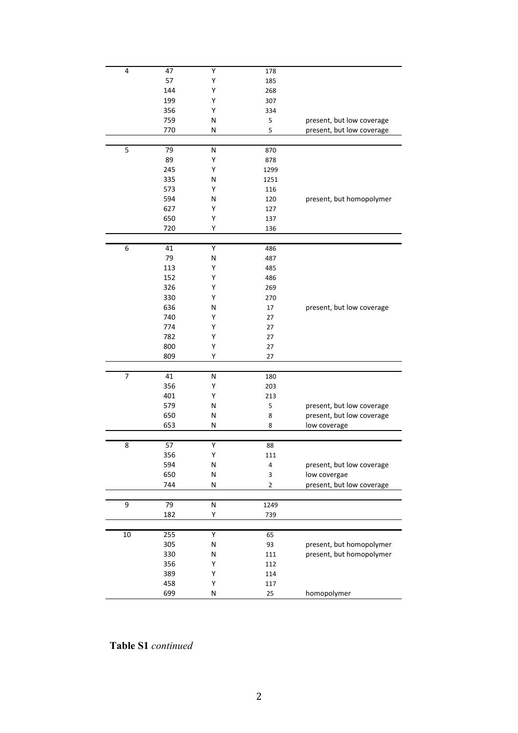| | | | | |
|---|---|---|---|---|
| 4 | 47 | Y | 178 | |
| | 57 | Y | 185 | |
| | 144 | Y | 268 | |
| | 199 | Y | 307 | |
| | 356 | Y | 334 | |
| | 759 | N | 5 | present, but low coverage |
| | 770 | N | 5 | present, but low coverage |
| 5 | 79 | N | 870 | |
| | 89 | Y | 878 | |
| | 245 | Y | 1299 | |
| | 335 | N | 1251 | |
| | 573 | Y | 116 | |
| | 594 | N | 120 | present, but homopolymer |
| | 627 | Y | 127 | |
| | 650 | Y | 137 | |
| | 720 | Y | 136 | |
| 6 | 41 | Y | 486 | |
| | 79 | N | 487 | |
| | 113 | Y | 485 | |
| | 152 | Y | 486 | |
| | 326 | Y | 269 | |
| | 330 | Y | 270 | |
| | 636 | N | 17 | present, but low coverage |
| | 740 | Y | 27 | |
| | 774 | Y | 27 | |
| | 782 | Y | 27 | |
| | 800 | Y | 27 | |
| | 809 | Y | 27 | |
| 7 | 41 | N | 180 | |
| | 356 | Y | 203 | |
| | 401 | Y | 213 | |
| | 579 | N | 5 | present, but low coverage |
| | 650 | N | 8 | present, but low coverage |
| | 653 | N | 8 | low coverage |
| 8 | 57 | Y | 88 | |
| | 356 | Y | 111 | |
| | 594 | N | 4 | present, but low coverage |
| | 650 | N | 3 | low covergae |
| | 744 | N | 2 | present, but low coverage |
| 9 | 79 | N | 1249 | |
| | 182 | Y | 739 | |
| 10 | 255 | Y | 65 | |
| | 305 | N | 93 | present, but homopolymer |
| | 330 | N | 111 | present, but homopolymer |
| | 356 | Y | 112 | |
| | 389 | Y | 114 | |
| | 458 | Y | 117 | |
| | 699 | N | 25 | homopolymer |

**Table S1** *continued*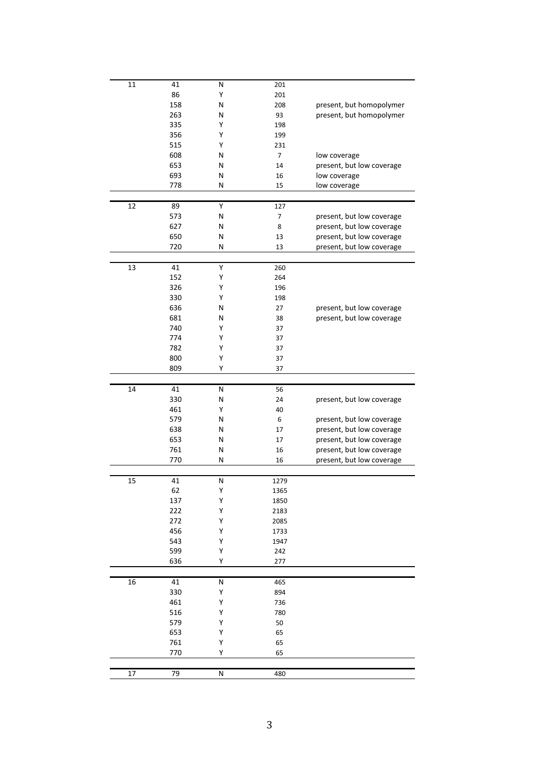| | | | | |
|---|---|---|---|---|
| 11 | 41 | N | 201 | |
| | 86 | Y | 201 | |
| | 158 | N | 208 | present, but homopolymer |
| | 263 | N | 93 | present, but homopolymer |
| | 335 | Y | 198 | |
| | 356 | Y | 199 | |
| | 515 | Y | 231 | |
| | 608 | N | 7 | low coverage |
| | 653 | N | 14 | present, but low coverage |
| | 693 | N | 16 | low coverage |
| | 778 | N | 15 | low coverage |
| 12 | 89 | Y | 127 | |
| | 573 | N | 7 | present, but low coverage |
| | 627 | N | 8 | present, but low coverage |
| | 650 | N | 13 | present, but low coverage |
| | 720 | N | 13 | present, but low coverage |
| 13 | 41 | Y | 260 | |
| | 152 | Y | 264 | |
| | 326 | Y | 196 | |
| | 330 | Y | 198 | |
| | 636 | N | 27 | present, but low coverage |
| | 681 | N | 38 | present, but low coverage |
| | 740 | Y | 37 | |
| | 774 | Y | 37 | |
| | 782 | Y | 37 | |
| | 800 | Y | 37 | |
| | 809 | Y | 37 | |
| 14 | 41 | N | 56 | |
| | 330 | N | 24 | present, but low coverage |
| | 461 | Y | 40 | |
| | 579 | N | 6 | present, but low coverage |
| | 638 | N | 17 | present, but low coverage |
| | 653 | N | 17 | present, but low coverage |
| | 761 | N | 16 | present, but low coverage |
| | 770 | N | 16 | present, but low coverage |
| 15 | 41 | N | 1279 | |
| | 62 | Y | 1365 | |
| | 137 | Y | 1850 | |
| | 222 | Y | 2183 | |
| | 272 | Y | 2085 | |
| | 456 | Y | 1733 | |
| | 543 | Y | 1947 | |
| | 599 | Y | 242 | |
| | 636 | Y | 277 | |
| 16 | 41 | N | 465 | |
| | 330 | Y | 894 | |
| | 461 | Y | 736 | |
| | 516 | Y | 780 | |
| | 579 | Y | 50 | |
| | 653 | Y | 65 | |
| | 761 | Y | 65 | |
| | 770 | Y | 65 | |
| 17 | 79 | N | 480 | |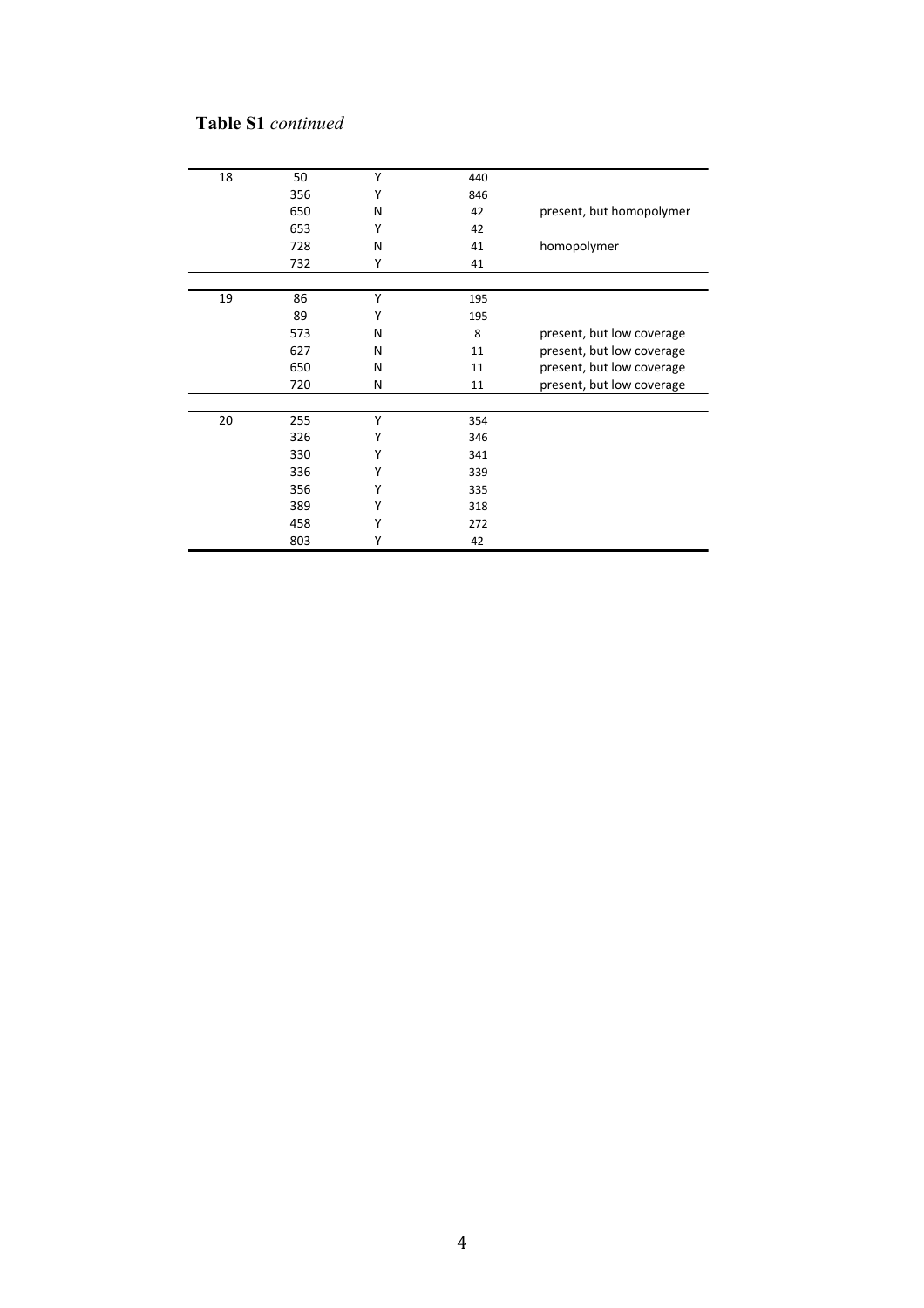**Table S1** *continued*

| | | | | |
|---|---|---|---|---|
| 18 | 50 | Y | 440 | |
| | 356 | Y | 846 | |
| | 650 | N | 42 | present, but homopolymer |
| | 653 | Y | 42 | |
| | 728 | N | 41 | homopolymer |
| | 732 | Y | 41 | |
| 19 | 86 | Y | 195 | |
| | 89 | Y | 195 | |
| | 573 | N | 8 | present, but low coverage |
| | 627 | N | 11 | present, but low coverage |
| | 650 | N | 11 | present, but low coverage |
| | 720 | N | 11 | present, but low coverage |
| 20 | 255 | Y | 354 | |
| | 326 | Y | 346 | |
| | 330 | Y | 341 | |
| | 336 | Y | 339 | |
| | 356 | Y | 335 | |
| | 389 | Y | 318 | |
| | 458 | Y | 272 | |
| | 803 | Y | 42 | |